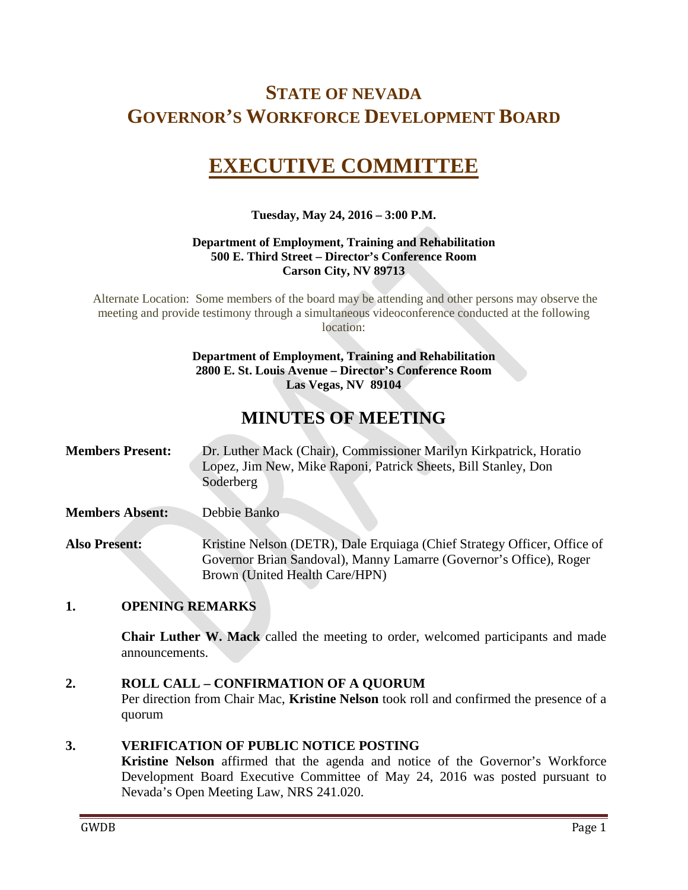# STATE OF NEVADA
# GOVERNOR'S WORKFORCE DEVELOPMENT BOARD

# EXECUTIVE COMMITTEE

**Tuesday, May 24, 2016 – 3:00 P.M.**

**Department of Employment, Training and Rehabilitation**
**500 E. Third Street – Director's Conference Room**
**Carson City, NV 89713**

Alternate Location: Some members of the board may be attending and other persons may observe the meeting and provide testimony through a simultaneous videoconference conducted at the following location:

**Department of Employment, Training and Rehabilitation**
**2800 E. St. Louis Avenue – Director's Conference Room**
**Las Vegas, NV 89104**

## MINUTES OF MEETING

**Members Present:** Dr. Luther Mack (Chair), Commissioner Marilyn Kirkpatrick, Horatio Lopez, Jim New, Mike Raponi, Patrick Sheets, Bill Stanley, Don Soderberg

**Members Absent:** Debbie Banko

**Also Present:** Kristine Nelson (DETR), Dale Erquiaga (Chief Strategy Officer, Office of Governor Brian Sandoval), Manny Lamarre (Governor's Office), Roger Brown (United Health Care/HPN)

### 1. OPENING REMARKS

**Chair Luther W. Mack** called the meeting to order, welcomed participants and made announcements.

### 2. ROLL CALL – CONFIRMATION OF A QUORUM

Per direction from Chair Mac, **Kristine Nelson** took roll and confirmed the presence of a quorum

### 3. VERIFICATION OF PUBLIC NOTICE POSTING

**Kristine Nelson** affirmed that the agenda and notice of the Governor's Workforce Development Board Executive Committee of May 24, 2016 was posted pursuant to Nevada's Open Meeting Law, NRS 241.020.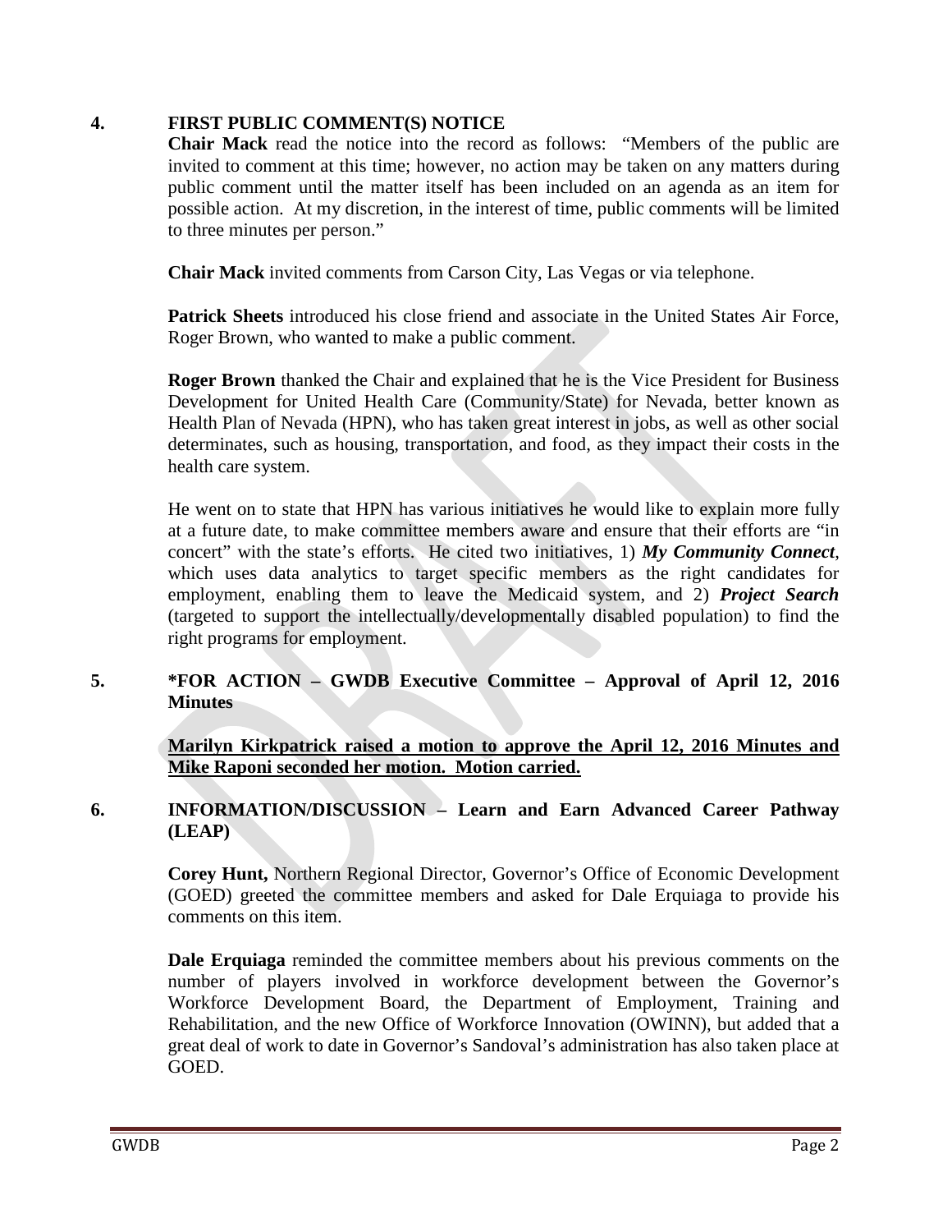## 4. FIRST PUBLIC COMMENT(S) NOTICE

**Chair Mack** read the notice into the record as follows: "Members of the public are invited to comment at this time; however, no action may be taken on any matters during public comment until the matter itself has been included on an agenda as an item for possible action. At my discretion, in the interest of time, public comments will be limited to three minutes per person."

**Chair Mack** invited comments from Carson City, Las Vegas or via telephone.

**Patrick Sheets** introduced his close friend and associate in the United States Air Force, Roger Brown, who wanted to make a public comment.

**Roger Brown** thanked the Chair and explained that he is the Vice President for Business Development for United Health Care (Community/State) for Nevada, better known as Health Plan of Nevada (HPN), who has taken great interest in jobs, as well as other social determinates, such as housing, transportation, and food, as they impact their costs in the health care system.

He went on to state that HPN has various initiatives he would like to explain more fully at a future date, to make committee members aware and ensure that their efforts are "in concert" with the state's efforts. He cited two initiatives, 1) ***My Community Connect***, which uses data analytics to target specific members as the right candidates for employment, enabling them to leave the Medicaid system, and 2) ***Project Search*** (targeted to support the intellectually/developmentally disabled population) to find the right programs for employment.

## 5. *FOR ACTION – GWDB Executive Committee – Approval of April 12, 2016 Minutes

**Marilyn Kirkpatrick raised a motion to approve the April 12, 2016 Minutes and Mike Raponi seconded her motion. Motion carried.**

## 6. INFORMATION/DISCUSSION – Learn and Earn Advanced Career Pathway (LEAP)

**Corey Hunt,** Northern Regional Director, Governor's Office of Economic Development (GOED) greeted the committee members and asked for Dale Erquiaga to provide his comments on this item.

**Dale Erquiaga** reminded the committee members about his previous comments on the number of players involved in workforce development between the Governor's Workforce Development Board, the Department of Employment, Training and Rehabilitation, and the new Office of Workforce Innovation (OWINN), but added that a great deal of work to date in Governor's Sandoval's administration has also taken place at GOED.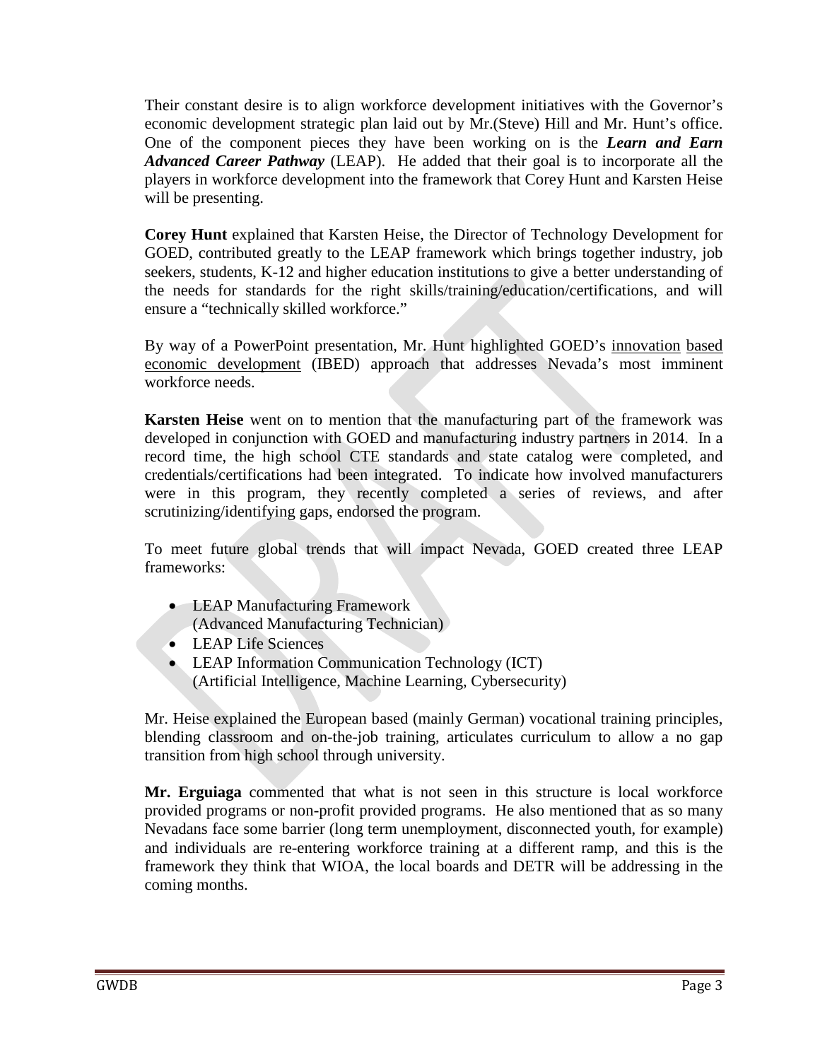Their constant desire is to align workforce development initiatives with the Governor's economic development strategic plan laid out by Mr.(Steve) Hill and Mr. Hunt's office. One of the component pieces they have been working on is the ***Learn and Earn Advanced Career Pathway*** (LEAP). He added that their goal is to incorporate all the players in workforce development into the framework that Corey Hunt and Karsten Heise will be presenting.

**Corey Hunt** explained that Karsten Heise, the Director of Technology Development for GOED, contributed greatly to the LEAP framework which brings together industry, job seekers, students, K-12 and higher education institutions to give a better understanding of the needs for standards for the right skills/training/education/certifications, and will ensure a "technically skilled workforce."

By way of a PowerPoint presentation, Mr. Hunt highlighted GOED's <u>innovation</u> <u>based economic development</u> (IBED) approach that addresses Nevada's most imminent workforce needs.

**Karsten Heise** went on to mention that the manufacturing part of the framework was developed in conjunction with GOED and manufacturing industry partners in 2014. In a record time, the high school CTE standards and state catalog were completed, and credentials/certifications had been integrated. To indicate how involved manufacturers were in this program, they recently completed a series of reviews, and after scrutinizing/identifying gaps, endorsed the program.

To meet future global trends that will impact Nevada, GOED created three LEAP frameworks:

- LEAP Manufacturing Framework
  (Advanced Manufacturing Technician)
- LEAP Life Sciences
- LEAP Information Communication Technology (ICT)
  (Artificial Intelligence, Machine Learning, Cybersecurity)

Mr. Heise explained the European based (mainly German) vocational training principles, blending classroom and on-the-job training, articulates curriculum to allow a no gap transition from high school through university.

**Mr. Erguiaga** commented that what is not seen in this structure is local workforce provided programs or non-profit provided programs. He also mentioned that as so many Nevadans face some barrier (long term unemployment, disconnected youth, for example) and individuals are re-entering workforce training at a different ramp, and this is the framework they think that WIOA, the local boards and DETR will be addressing in the coming months.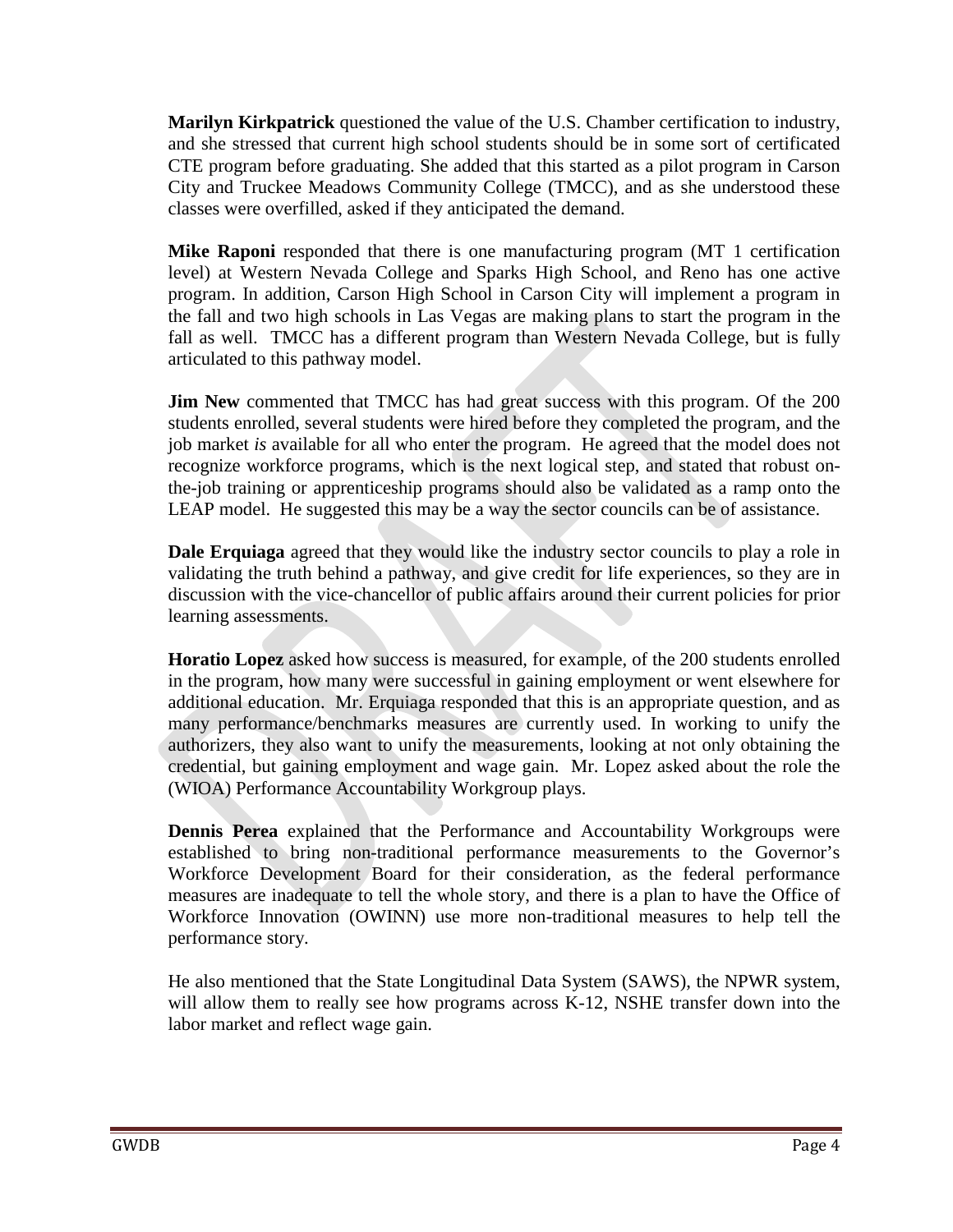**Marilyn Kirkpatrick** questioned the value of the U.S. Chamber certification to industry, and she stressed that current high school students should be in some sort of certificated CTE program before graduating. She added that this started as a pilot program in Carson City and Truckee Meadows Community College (TMCC), and as she understood these classes were overfilled, asked if they anticipated the demand.

**Mike Raponi** responded that there is one manufacturing program (MT 1 certification level) at Western Nevada College and Sparks High School, and Reno has one active program. In addition, Carson High School in Carson City will implement a program in the fall and two high schools in Las Vegas are making plans to start the program in the fall as well. TMCC has a different program than Western Nevada College, but is fully articulated to this pathway model.

**Jim New** commented that TMCC has had great success with this program. Of the 200 students enrolled, several students were hired before they completed the program, and the job market *is* available for all who enter the program. He agreed that the model does not recognize workforce programs, which is the next logical step, and stated that robust on-the-job training or apprenticeship programs should also be validated as a ramp onto the LEAP model. He suggested this may be a way the sector councils can be of assistance.

**Dale Erquiaga** agreed that they would like the industry sector councils to play a role in validating the truth behind a pathway, and give credit for life experiences, so they are in discussion with the vice-chancellor of public affairs around their current policies for prior learning assessments.

**Horatio Lopez** asked how success is measured, for example, of the 200 students enrolled in the program, how many were successful in gaining employment or went elsewhere for additional education. Mr. Erquiaga responded that this is an appropriate question, and as many performance/benchmarks measures are currently used. In working to unify the authorizers, they also want to unify the measurements, looking at not only obtaining the credential, but gaining employment and wage gain. Mr. Lopez asked about the role the (WIOA) Performance Accountability Workgroup plays.

**Dennis Perea** explained that the Performance and Accountability Workgroups were established to bring non-traditional performance measurements to the Governor's Workforce Development Board for their consideration, as the federal performance measures are inadequate to tell the whole story, and there is a plan to have the Office of Workforce Innovation (OWINN) use more non-traditional measures to help tell the performance story.

He also mentioned that the State Longitudinal Data System (SAWS), the NPWR system, will allow them to really see how programs across K-12, NSHE transfer down into the labor market and reflect wage gain.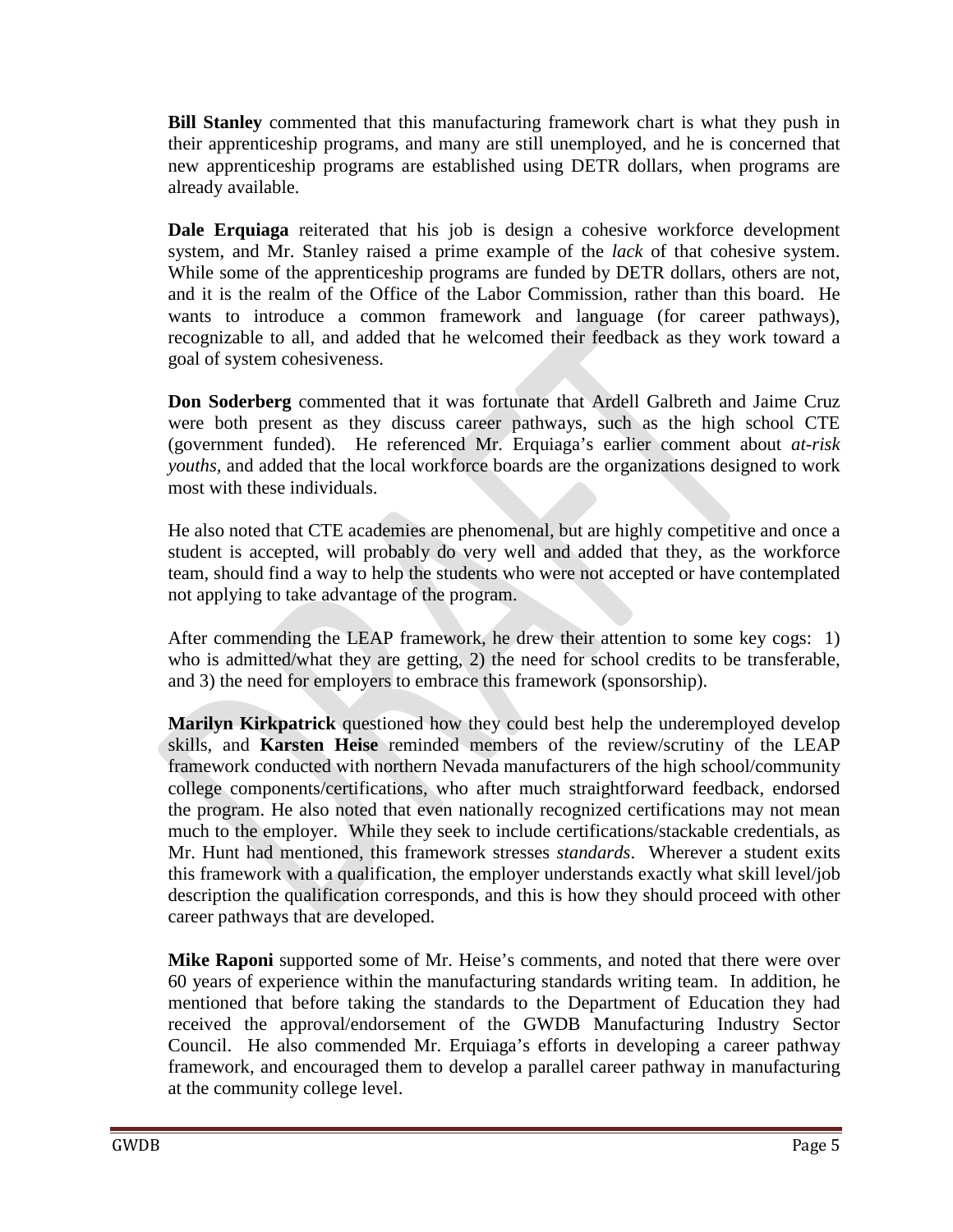**Bill Stanley** commented that this manufacturing framework chart is what they push in their apprenticeship programs, and many are still unemployed, and he is concerned that new apprenticeship programs are established using DETR dollars, when programs are already available.

**Dale Erquiaga** reiterated that his job is design a cohesive workforce development system, and Mr. Stanley raised a prime example of the *lack* of that cohesive system. While some of the apprenticeship programs are funded by DETR dollars, others are not, and it is the realm of the Office of the Labor Commission, rather than this board. He wants to introduce a common framework and language (for career pathways), recognizable to all, and added that he welcomed their feedback as they work toward a goal of system cohesiveness.

**Don Soderberg** commented that it was fortunate that Ardell Galbreth and Jaime Cruz were both present as they discuss career pathways, such as the high school CTE (government funded). He referenced Mr. Erquiaga's earlier comment about *at-risk youths*, and added that the local workforce boards are the organizations designed to work most with these individuals.

He also noted that CTE academies are phenomenal, but are highly competitive and once a student is accepted, will probably do very well and added that they, as the workforce team, should find a way to help the students who were not accepted or have contemplated not applying to take advantage of the program.

After commending the LEAP framework, he drew their attention to some key cogs: 1) who is admitted/what they are getting, 2) the need for school credits to be transferable, and 3) the need for employers to embrace this framework (sponsorship).

**Marilyn Kirkpatrick** questioned how they could best help the underemployed develop skills, and **Karsten Heise** reminded members of the review/scrutiny of the LEAP framework conducted with northern Nevada manufacturers of the high school/community college components/certifications, who after much straightforward feedback, endorsed the program. He also noted that even nationally recognized certifications may not mean much to the employer. While they seek to include certifications/stackable credentials, as Mr. Hunt had mentioned, this framework stresses *standards*. Wherever a student exits this framework with a qualification, the employer understands exactly what skill level/job description the qualification corresponds, and this is how they should proceed with other career pathways that are developed.

**Mike Raponi** supported some of Mr. Heise's comments, and noted that there were over 60 years of experience within the manufacturing standards writing team. In addition, he mentioned that before taking the standards to the Department of Education they had received the approval/endorsement of the GWDB Manufacturing Industry Sector Council. He also commended Mr. Erquiaga's efforts in developing a career pathway framework, and encouraged them to develop a parallel career pathway in manufacturing at the community college level.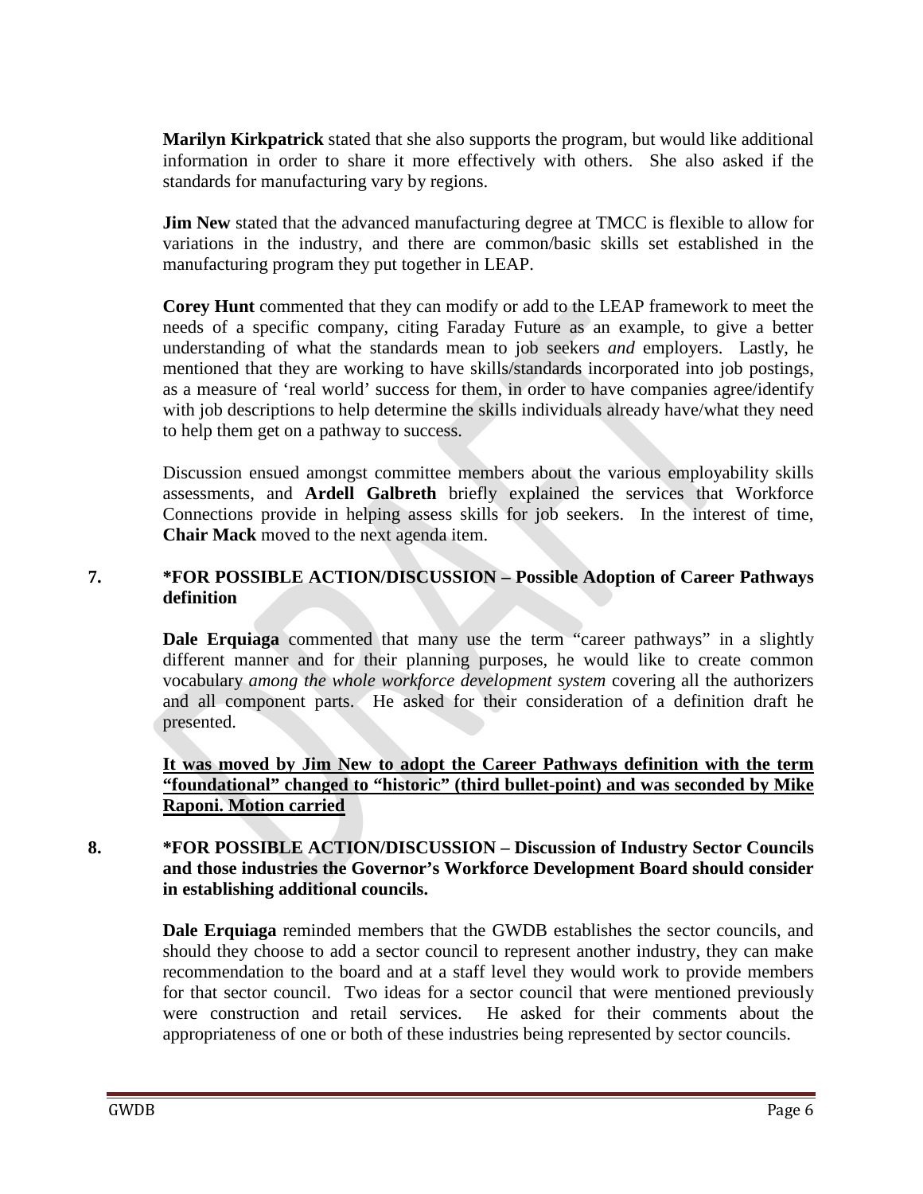**Marilyn Kirkpatrick** stated that she also supports the program, but would like additional information in order to share it more effectively with others. She also asked if the standards for manufacturing vary by regions.

**Jim New** stated that the advanced manufacturing degree at TMCC is flexible to allow for variations in the industry, and there are common/basic skills set established in the manufacturing program they put together in LEAP.

**Corey Hunt** commented that they can modify or add to the LEAP framework to meet the needs of a specific company, citing Faraday Future as an example, to give a better understanding of what the standards mean to job seekers *and* employers. Lastly, he mentioned that they are working to have skills/standards incorporated into job postings, as a measure of 'real world' success for them, in order to have companies agree/identify with job descriptions to help determine the skills individuals already have/what they need to help them get on a pathway to success.

Discussion ensued amongst committee members about the various employability skills assessments, and **Ardell Galbreth** briefly explained the services that Workforce Connections provide in helping assess skills for job seekers. In the interest of time, **Chair Mack** moved to the next agenda item.

**7. *FOR POSSIBLE ACTION/DISCUSSION – Possible Adoption of Career Pathways definition**

**Dale Erquiaga** commented that many use the term "career pathways" in a slightly different manner and for their planning purposes, he would like to create common vocabulary *among the whole workforce development system* covering all the authorizers and all component parts. He asked for their consideration of a definition draft he presented.

**It was moved by Jim New to adopt the Career Pathways definition with the term "foundational" changed to "historic" (third bullet-point) and was seconded by Mike Raponi. Motion carried**

**8. *FOR POSSIBLE ACTION/DISCUSSION – Discussion of Industry Sector Councils and those industries the Governor's Workforce Development Board should consider in establishing additional councils.**

**Dale Erquiaga** reminded members that the GWDB establishes the sector councils, and should they choose to add a sector council to represent another industry, they can make recommendation to the board and at a staff level they would work to provide members for that sector council. Two ideas for a sector council that were mentioned previously were construction and retail services. He asked for their comments about the appropriateness of one or both of these industries being represented by sector councils.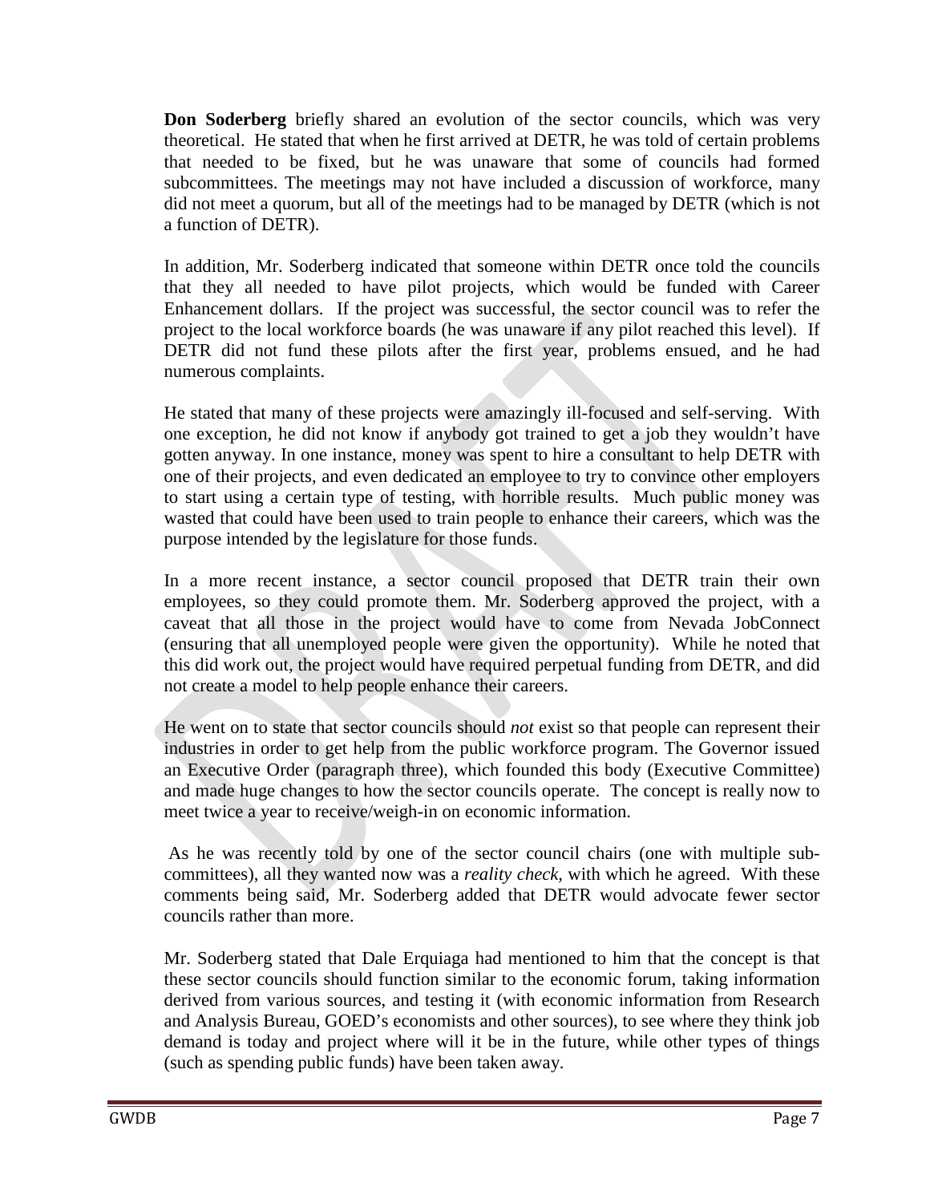**Don Soderberg** briefly shared an evolution of the sector councils, which was very theoretical. He stated that when he first arrived at DETR, he was told of certain problems that needed to be fixed, but he was unaware that some of councils had formed subcommittees. The meetings may not have included a discussion of workforce, many did not meet a quorum, but all of the meetings had to be managed by DETR (which is not a function of DETR).

In addition, Mr. Soderberg indicated that someone within DETR once told the councils that they all needed to have pilot projects, which would be funded with Career Enhancement dollars. If the project was successful, the sector council was to refer the project to the local workforce boards (he was unaware if any pilot reached this level). If DETR did not fund these pilots after the first year, problems ensued, and he had numerous complaints.

He stated that many of these projects were amazingly ill-focused and self-serving. With one exception, he did not know if anybody got trained to get a job they wouldn't have gotten anyway. In one instance, money was spent to hire a consultant to help DETR with one of their projects, and even dedicated an employee to try to convince other employers to start using a certain type of testing, with horrible results. Much public money was wasted that could have been used to train people to enhance their careers, which was the purpose intended by the legislature for those funds.

In a more recent instance, a sector council proposed that DETR train their own employees, so they could promote them. Mr. Soderberg approved the project, with a caveat that all those in the project would have to come from Nevada JobConnect (ensuring that all unemployed people were given the opportunity). While he noted that this did work out, the project would have required perpetual funding from DETR, and did not create a model to help people enhance their careers.

He went on to state that sector councils should *not* exist so that people can represent their industries in order to get help from the public workforce program. The Governor issued an Executive Order (paragraph three), which founded this body (Executive Committee) and made huge changes to how the sector councils operate. The concept is really now to meet twice a year to receive/weigh-in on economic information.

As he was recently told by one of the sector council chairs (one with multiple sub-committees), all they wanted now was a *reality check*, with which he agreed. With these comments being said, Mr. Soderberg added that DETR would advocate fewer sector councils rather than more.

Mr. Soderberg stated that Dale Erquiaga had mentioned to him that the concept is that these sector councils should function similar to the economic forum, taking information derived from various sources, and testing it (with economic information from Research and Analysis Bureau, GOED's economists and other sources), to see where they think job demand is today and project where will it be in the future, while other types of things (such as spending public funds) have been taken away.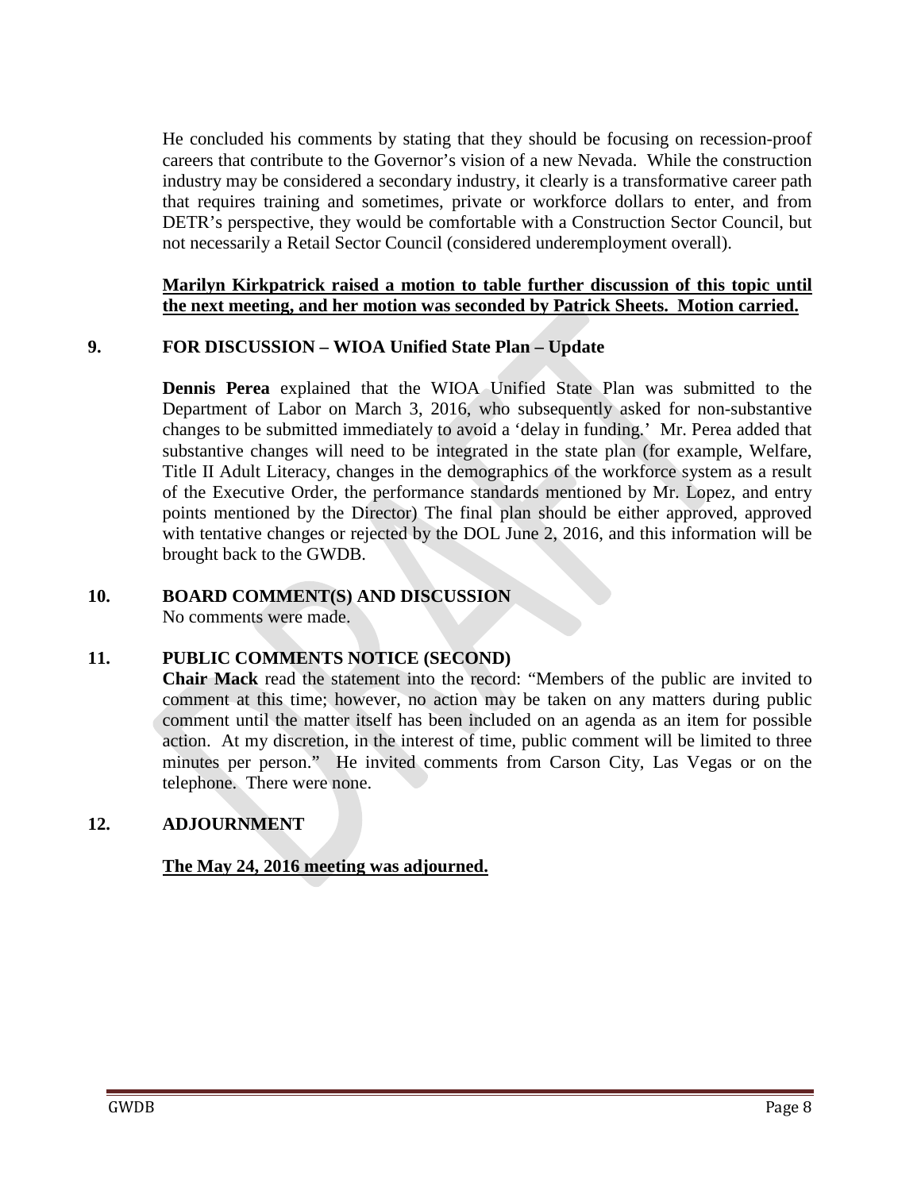He concluded his comments by stating that they should be focusing on recession-proof careers that contribute to the Governor's vision of a new Nevada. While the construction industry may be considered a secondary industry, it clearly is a transformative career path that requires training and sometimes, private or workforce dollars to enter, and from DETR's perspective, they would be comfortable with a Construction Sector Council, but not necessarily a Retail Sector Council (considered underemployment overall).

**Marilyn Kirkpatrick raised a motion to table further discussion of this topic until the next meeting, and her motion was seconded by Patrick Sheets. Motion carried.**

## 9. FOR DISCUSSION – WIOA Unified State Plan – Update

**Dennis Perea** explained that the WIOA Unified State Plan was submitted to the Department of Labor on March 3, 2016, who subsequently asked for non-substantive changes to be submitted immediately to avoid a 'delay in funding.' Mr. Perea added that substantive changes will need to be integrated in the state plan (for example, Welfare, Title II Adult Literacy, changes in the demographics of the workforce system as a result of the Executive Order, the performance standards mentioned by Mr. Lopez, and entry points mentioned by the Director) The final plan should be either approved, approved with tentative changes or rejected by the DOL June 2, 2016, and this information will be brought back to the GWDB.

## 10. BOARD COMMENT(S) AND DISCUSSION

No comments were made.

## 11. PUBLIC COMMENTS NOTICE (SECOND)

**Chair Mack** read the statement into the record: "Members of the public are invited to comment at this time; however, no action may be taken on any matters during public comment until the matter itself has been included on an agenda as an item for possible action. At my discretion, in the interest of time, public comment will be limited to three minutes per person." He invited comments from Carson City, Las Vegas or on the telephone. There were none.

## 12. ADJOURNMENT

**The May 24, 2016 meeting was adjourned.**